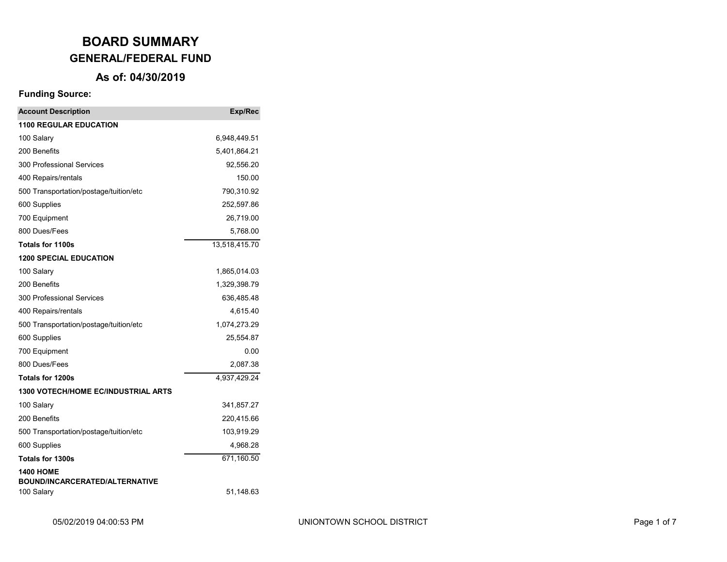# BOARD SUMMARY

## GENERAL/FEDERAL FUND

### As of: 04/30/2019

**Funding Source:**

| Account Description | Exp/Rec |
|---|---|
| **1100 REGULAR EDUCATION** | |
| 100 Salary | 6,948,449.51 |
| 200 Benefits | 5,401,864.21 |
| 300 Professional Services | 92,556.20 |
| 400 Repairs/rentals | 150.00 |
| 500 Transportation/postage/tuition/etc | 790,310.92 |
| 600 Supplies | 252,597.86 |
| 700 Equipment | 26,719.00 |
| 800 Dues/Fees | 5,768.00 |
| **Totals for 1100s** | 13,518,415.70 |
| **1200 SPECIAL EDUCATION** | |
| 100 Salary | 1,865,014.03 |
| 200 Benefits | 1,329,398.79 |
| 300 Professional Services | 636,485.48 |
| 400 Repairs/rentals | 4,615.40 |
| 500 Transportation/postage/tuition/etc | 1,074,273.29 |
| 600 Supplies | 25,554.87 |
| 700 Equipment | 0.00 |
| 800 Dues/Fees | 2,087.38 |
| **Totals for 1200s** | 4,937,429.24 |
| **1300 VOTECH/HOME EC/INDUSTRIAL ARTS** | |
| 100 Salary | 341,857.27 |
| 200 Benefits | 220,415.66 |
| 500 Transportation/postage/tuition/etc | 103,919.29 |
| 600 Supplies | 4,968.28 |
| **Totals for 1300s** | 671,160.50 |
| **1400 HOME BOUND/INCARCERATED/ALTERNATIVE** | |
| 100 Salary | 51,148.63 |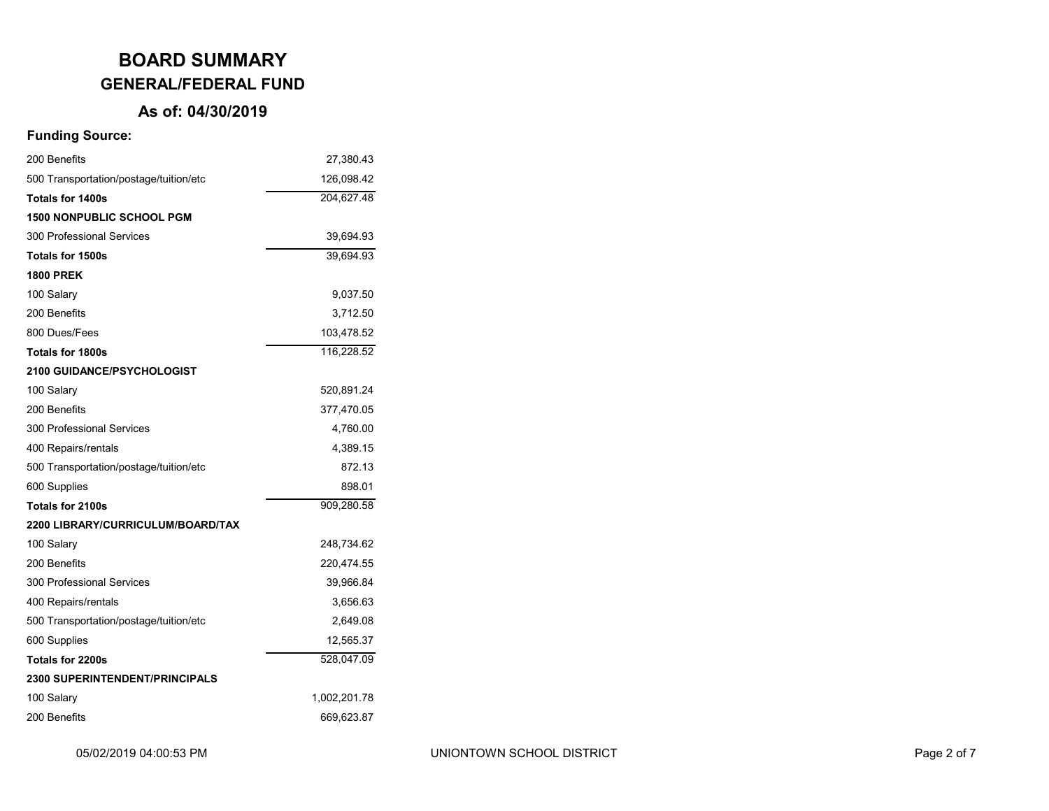# BOARD SUMMARY

## GENERAL/FEDERAL FUND

### As of: 04/30/2019

**Funding Source:**

| | |
|---|---:|
| 200 Benefits | 27,380.43 |
| 500 Transportation/postage/tuition/etc | 126,098.42 |
| **Totals for 1400s** | 204,627.48 |
| **1500 NONPUBLIC SCHOOL PGM** | |
| 300 Professional Services | 39,694.93 |
| **Totals for 1500s** | 39,694.93 |
| **1800 PREK** | |
| 100 Salary | 9,037.50 |
| 200 Benefits | 3,712.50 |
| 800 Dues/Fees | 103,478.52 |
| **Totals for 1800s** | 116,228.52 |
| **2100 GUIDANCE/PSYCHOLOGIST** | |
| 100 Salary | 520,891.24 |
| 200 Benefits | 377,470.05 |
| 300 Professional Services | 4,760.00 |
| 400 Repairs/rentals | 4,389.15 |
| 500 Transportation/postage/tuition/etc | 872.13 |
| 600 Supplies | 898.01 |
| **Totals for 2100s** | 909,280.58 |
| **2200 LIBRARY/CURRICULUM/BOARD/TAX** | |
| 100 Salary | 248,734.62 |
| 200 Benefits | 220,474.55 |
| 300 Professional Services | 39,966.84 |
| 400 Repairs/rentals | 3,656.63 |
| 500 Transportation/postage/tuition/etc | 2,649.08 |
| 600 Supplies | 12,565.37 |
| **Totals for 2200s** | 528,047.09 |
| **2300 SUPERINTENDENT/PRINCIPALS** | |
| 100 Salary | 1,002,201.78 |
| 200 Benefits | 669,623.87 |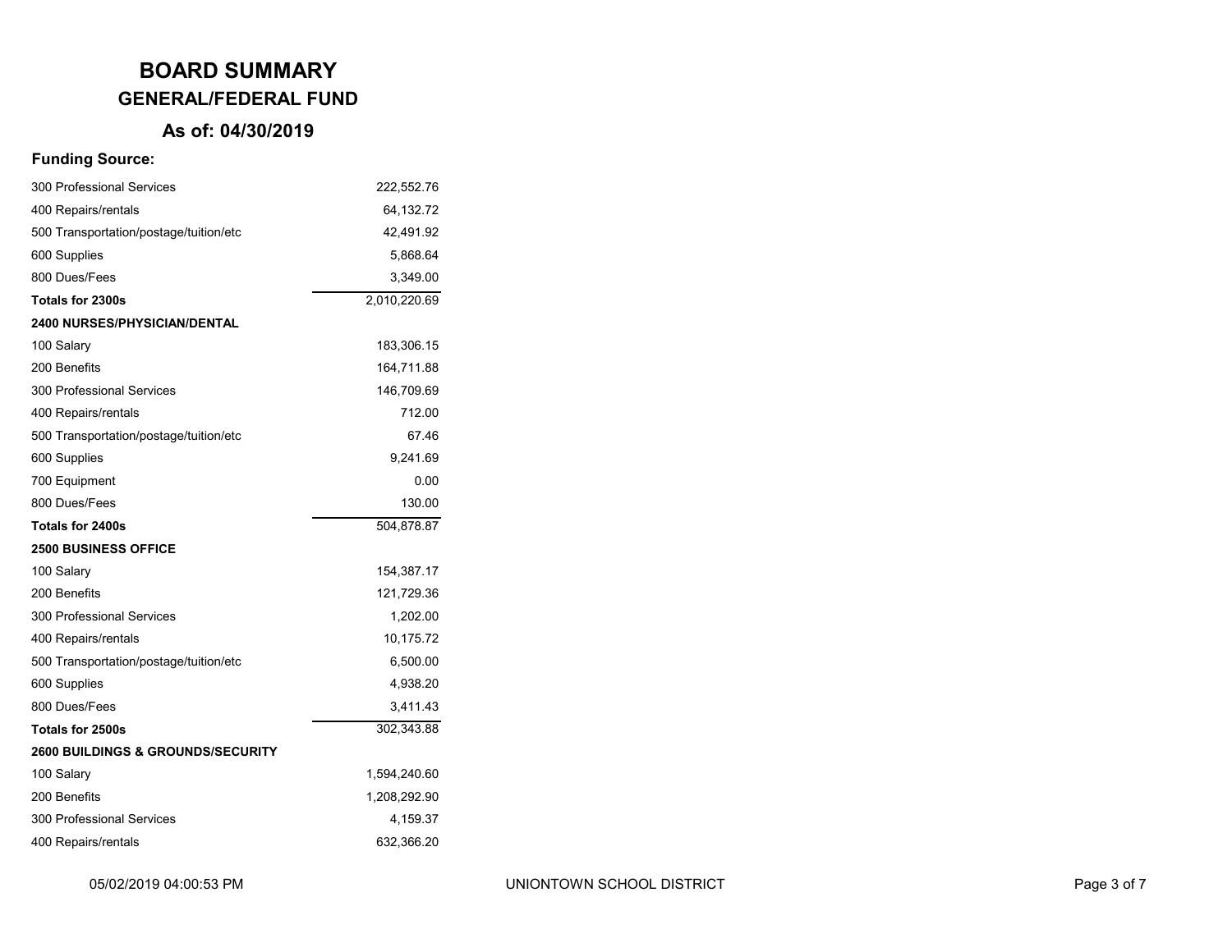# BOARD SUMMARY

## GENERAL/FEDERAL FUND

### As of: 04/30/2019

**Funding Source:**

| | |
|---|---:|
| 300 Professional Services | 222,552.76 |
| 400 Repairs/rentals | 64,132.72 |
| 500 Transportation/postage/tuition/etc | 42,491.92 |
| 600 Supplies | 5,868.64 |
| 800 Dues/Fees | 3,349.00 |
| **Totals for 2300s** | 2,010,220.69 |
| **2400 NURSES/PHYSICIAN/DENTAL** | |
| 100 Salary | 183,306.15 |
| 200 Benefits | 164,711.88 |
| 300 Professional Services | 146,709.69 |
| 400 Repairs/rentals | 712.00 |
| 500 Transportation/postage/tuition/etc | 67.46 |
| 600 Supplies | 9,241.69 |
| 700 Equipment | 0.00 |
| 800 Dues/Fees | 130.00 |
| **Totals for 2400s** | 504,878.87 |
| **2500 BUSINESS OFFICE** | |
| 100 Salary | 154,387.17 |
| 200 Benefits | 121,729.36 |
| 300 Professional Services | 1,202.00 |
| 400 Repairs/rentals | 10,175.72 |
| 500 Transportation/postage/tuition/etc | 6,500.00 |
| 600 Supplies | 4,938.20 |
| 800 Dues/Fees | 3,411.43 |
| **Totals for 2500s** | 302,343.88 |
| **2600 BUILDINGS & GROUNDS/SECURITY** | |
| 100 Salary | 1,594,240.60 |
| 200 Benefits | 1,208,292.90 |
| 300 Professional Services | 4,159.37 |
| 400 Repairs/rentals | 632,366.20 |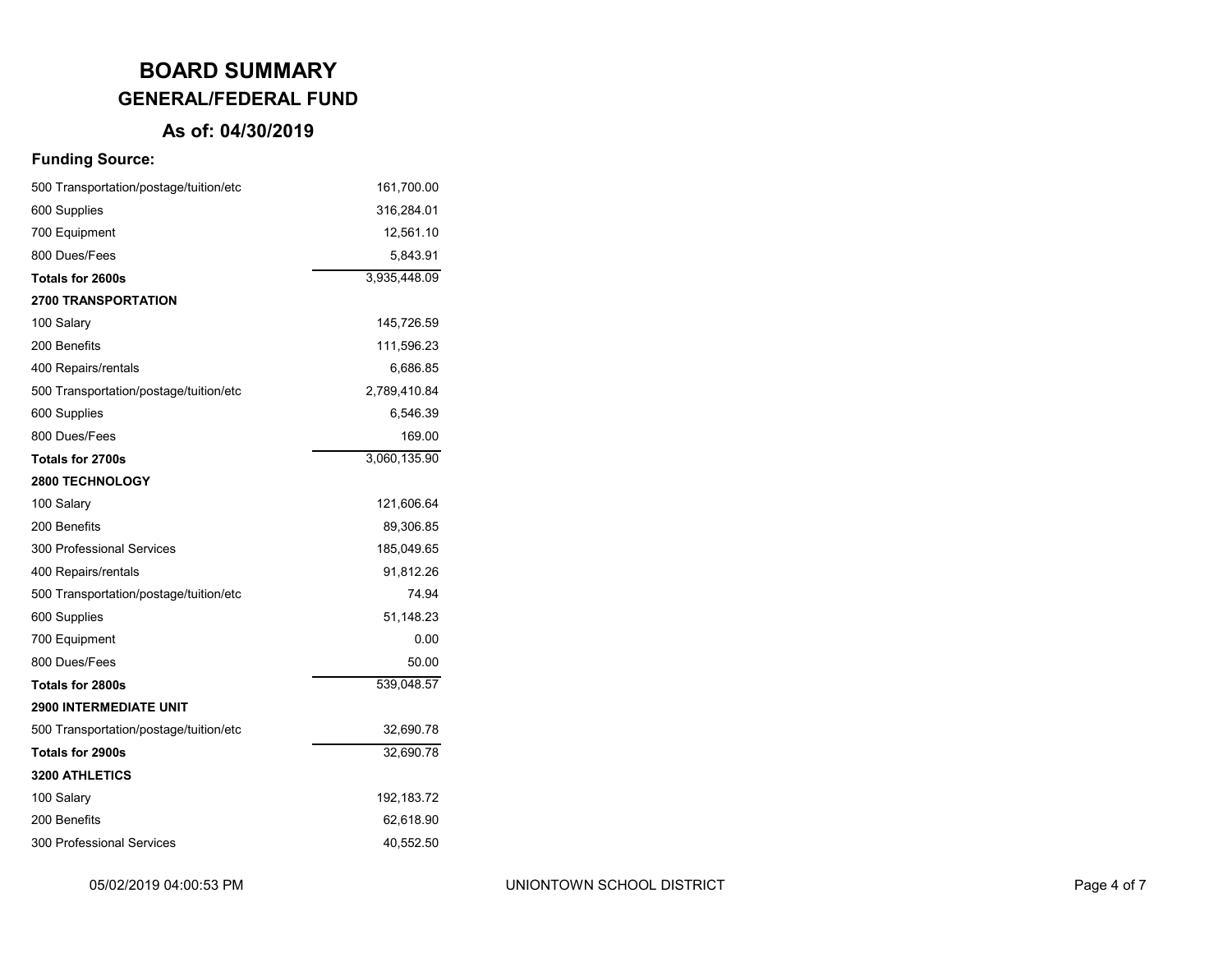# BOARD SUMMARY

## GENERAL/FEDERAL FUND

### As of: 04/30/2019

**Funding Source:**

| | |
|---|---|
| 500 Transportation/postage/tuition/etc | 161,700.00 |
| 600 Supplies | 316,284.01 |
| 700 Equipment | 12,561.10 |
| 800 Dues/Fees | 5,843.91 |
| **Totals for 2600s** | 3,935,448.09 |
| **2700 TRANSPORTATION** | |
| 100 Salary | 145,726.59 |
| 200 Benefits | 111,596.23 |
| 400 Repairs/rentals | 6,686.85 |
| 500 Transportation/postage/tuition/etc | 2,789,410.84 |
| 600 Supplies | 6,546.39 |
| 800 Dues/Fees | 169.00 |
| **Totals for 2700s** | 3,060,135.90 |
| **2800 TECHNOLOGY** | |
| 100 Salary | 121,606.64 |
| 200 Benefits | 89,306.85 |
| 300 Professional Services | 185,049.65 |
| 400 Repairs/rentals | 91,812.26 |
| 500 Transportation/postage/tuition/etc | 74.94 |
| 600 Supplies | 51,148.23 |
| 700 Equipment | 0.00 |
| 800 Dues/Fees | 50.00 |
| **Totals for 2800s** | 539,048.57 |
| **2900 INTERMEDIATE UNIT** | |
| 500 Transportation/postage/tuition/etc | 32,690.78 |
| **Totals for 2900s** | 32,690.78 |
| **3200 ATHLETICS** | |
| 100 Salary | 192,183.72 |
| 200 Benefits | 62,618.90 |
| 300 Professional Services | 40,552.50 |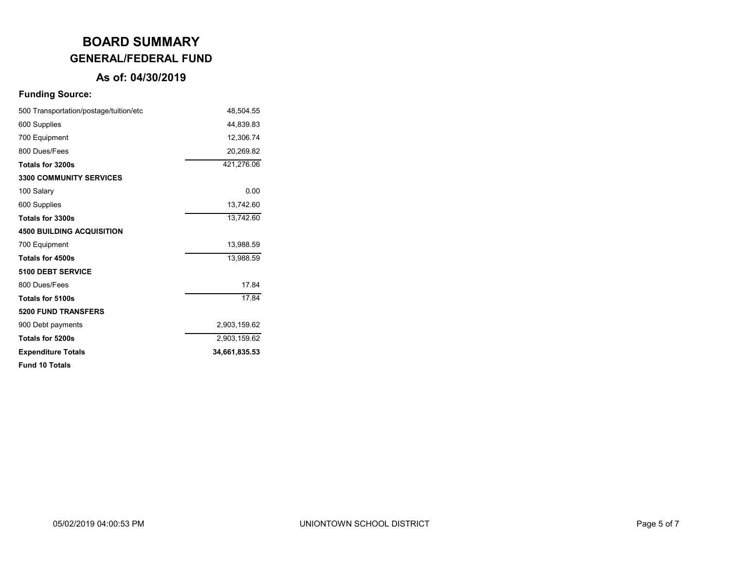# BOARD SUMMARY

## GENERAL/FEDERAL FUND

### As of: 04/30/2019

**Funding Source:**

| | |
|---|---:|
| 500 Transportation/postage/tuition/etc | 48,504.55 |
| 600 Supplies | 44,839.83 |
| 700 Equipment | 12,306.74 |
| 800 Dues/Fees | 20,269.82 |
| **Totals for 3200s** | 421,276.06 |
| **3300 COMMUNITY SERVICES** | |
| 100 Salary | 0.00 |
| 600 Supplies | 13,742.60 |
| **Totals for 3300s** | 13,742.60 |
| **4500 BUILDING ACQUISITION** | |
| 700 Equipment | 13,988.59 |
| **Totals for 4500s** | 13,988.59 |
| **5100 DEBT SERVICE** | |
| 800 Dues/Fees | 17.84 |
| **Totals for 5100s** | 17.84 |
| **5200 FUND TRANSFERS** | |
| 900 Debt payments | 2,903,159.62 |
| **Totals for 5200s** | 2,903,159.62 |
| **Expenditure Totals** | **34,661,835.53** |
| **Fund 10 Totals** | |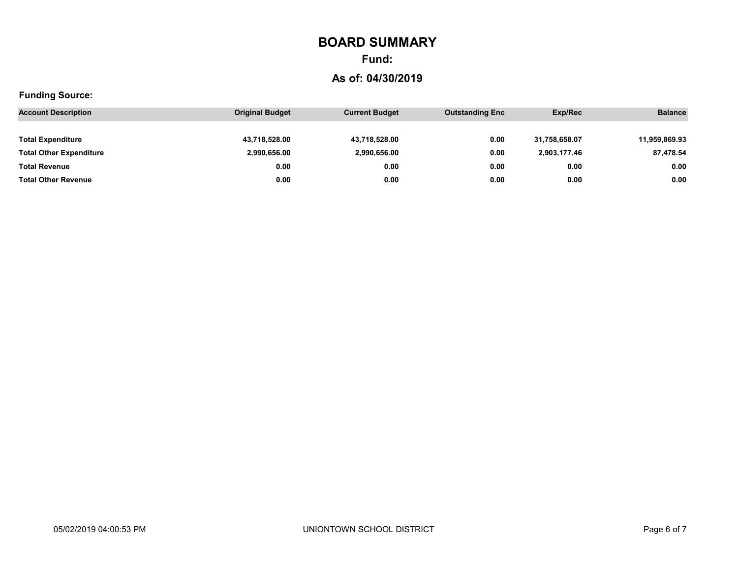# BOARD SUMMARY

## Fund:

## As of: 04/30/2019

**Funding Source:**

| Account Description | Original Budget | Current Budget | Outstanding Enc | Exp/Rec | Balance |
|---|---|---|---|---|---|
| **Total Expenditure** | **43,718,528.00** | **43,718,528.00** | **0.00** | **31,758,658.07** | **11,959,869.93** |
| **Total Other Expenditure** | **2,990,656.00** | **2,990,656.00** | **0.00** | **2,903,177.46** | **87,478.54** |
| **Total Revenue** | **0.00** | **0.00** | **0.00** | **0.00** | **0.00** |
| **Total Other Revenue** | **0.00** | **0.00** | **0.00** | **0.00** | **0.00** |

05/02/2019 04:00:53 PM UNIONTOWN SCHOOL DISTRICT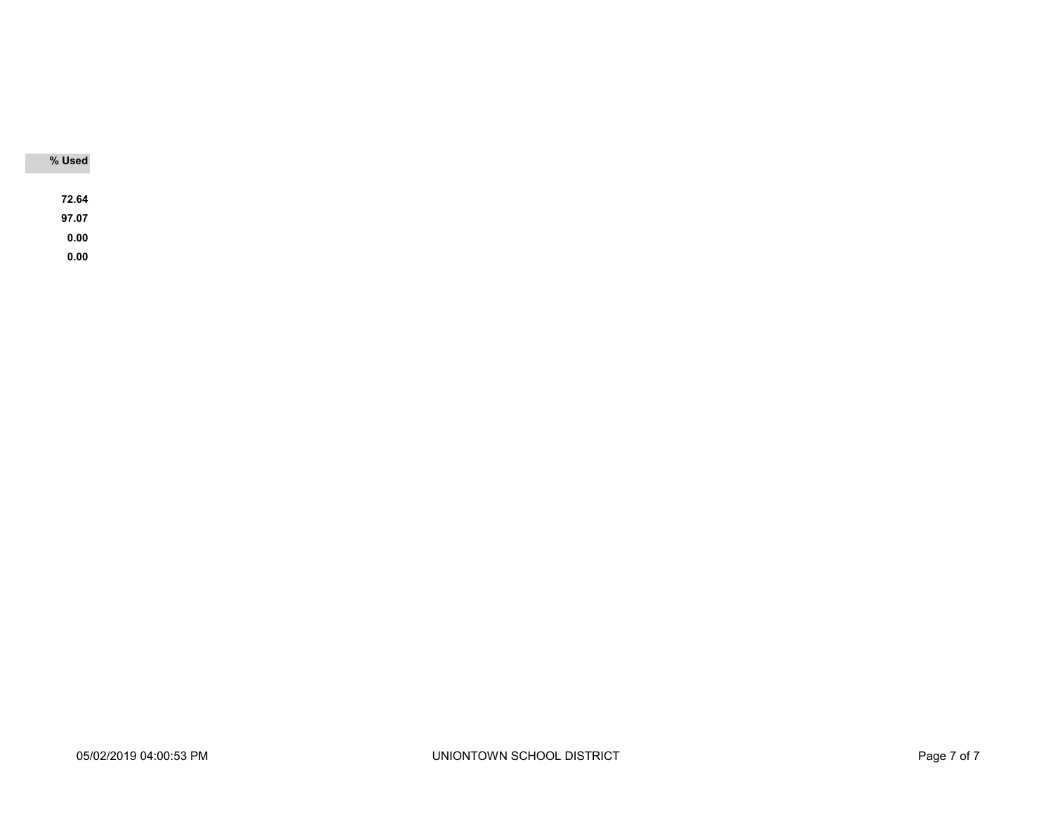| % Used |
| --- |
| 72.64 |
| 97.07 |
| 0.00 |
| 0.00 |